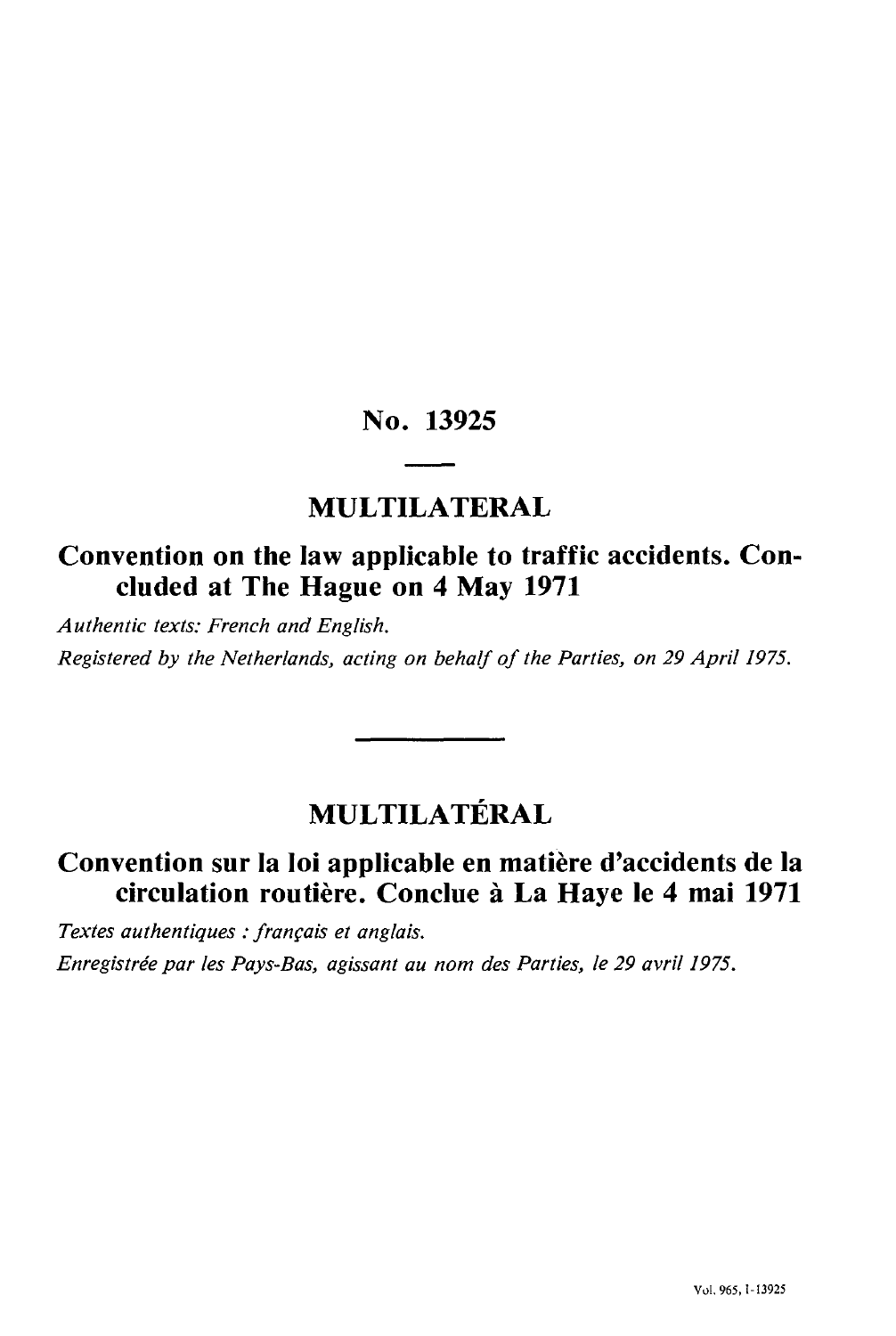# No. 13925

## MULTILATERAL

## Convention on the law applicable to traffic accidents. Concluded at The Hague on 4 May 1971

*Authentic texts: French and English.*

*Registered by the Netherlands, acting on behalf of the Parties, on 29 April 1975.*

## MULTILATÉRAL

## Convention sur la loi applicable en matière d'accidents de la circulation routière. Conclue à La Haye le 4 mai 1971

*Textes authentiques : français et anglais.*

*Enregistrée par les Pays-Bas, agissant au nom des Parties, le 29 avril 1975.*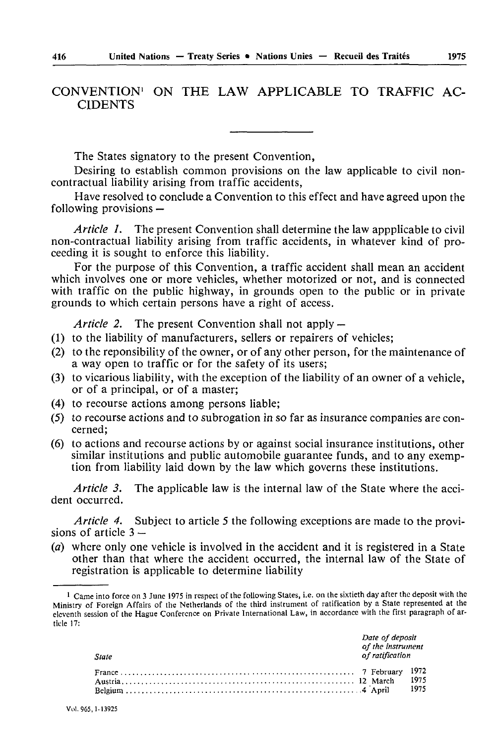# CONVENTION[1] ON THE LAW APPLICABLE TO TRAFFIC ACCIDENTS

The States signatory to the present Convention,

Desiring to establish common provisions on the law applicable to civil non-contractual liability arising from traffic accidents,

Have resolved to conclude a Convention to this effect and have agreed upon the following provisions —

*Article 1.* The present Convention shall determine the law appplicable to civil non-contractual liability arising from traffic accidents, in whatever kind of proceeding it is sought to enforce this liability.

For the purpose of this Convention, a traffic accident shall mean an accident which involves one or more vehicles, whether motorized or not, and is connected with traffic on the public highway, in grounds open to the public or in private grounds to which certain persons have a right of access.

*Article 2.* The present Convention shall not apply —

(1) to the liability of manufacturers, sellers or repairers of vehicles;
(2) to the reponsibility of the owner, or of any other person, for the maintenance of a way open to traffic or for the safety of its users;
(3) to vicarious liability, with the exception of the liability of an owner of a vehicle, or of a principal, or of a master;
(4) to recourse actions among persons liable;
(5) to recourse actions and to subrogation in so far as insurance companies are concerned;
(6) to actions and recourse actions by or against social insurance institutions, other similar institutions and public automobile guarantee funds, and to any exemption from liability laid down by the law which governs these institutions.

*Article 3.* The applicable law is the internal law of the State where the accident occurred.

*Article 4.* Subject to article 5 the following exceptions are made to the provisions of article 3 —

(*a*) where only one vehicle is involved in the accident and it is registered in a State other than that where the accident occurred, the internal law of the State of registration is applicable to determine liability

---

[1] Came into force on 3 June 1975 in respect of the following States, i.e. on the sixtieth day after the deposit with the Ministry of Foreign Affairs of the Netherlands of the third instrument of ratification by a State represented at the eleventh session of the Hague Conference on Private International Law, in accordance with the first paragraph of article 17:

| State | Date of deposit of the instrument of ratification |
|---|---|
| France | 7 February 1972 |
| Austria | 12 March 1975 |
| Belgium | 4 April 1975 |

Vol. 965, I-13925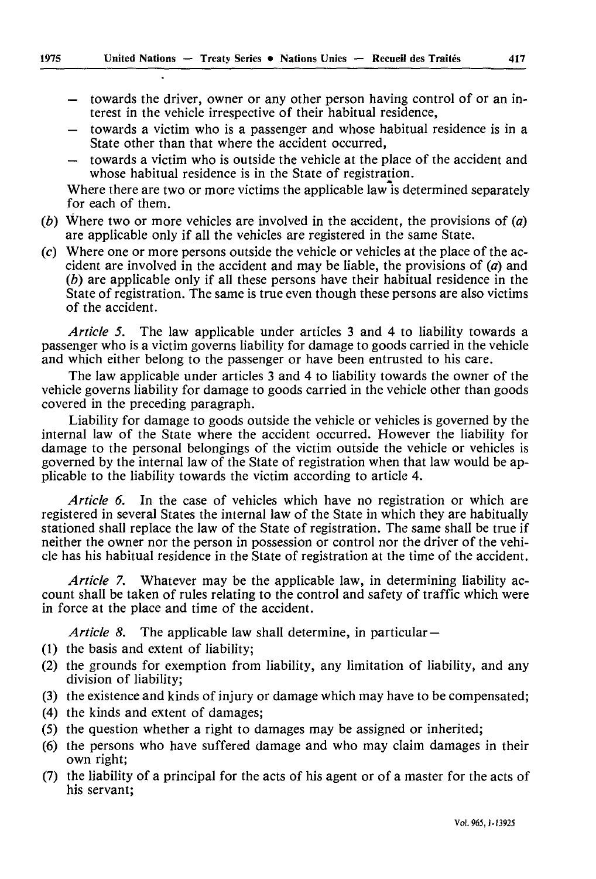- towards the driver, owner or any other person having control of or an interest in the vehicle irrespective of their habitual residence,
- towards a victim who is a passenger and whose habitual residence is in a State other than that where the accident occurred,
- towards a victim who is outside the vehicle at the place of the accident and whose habitual residence is in the State of registration.

Where there are two or more victims the applicable law is determined separately for each of them.

(*b*) Where two or more vehicles are involved in the accident, the provisions of (*a*) are applicable only if all the vehicles are registered in the same State.

(*c*) Where one or more persons outside the vehicle or vehicles at the place of the accident are involved in the accident and may be liable, the provisions of (*a*) and (*b*) are applicable only if all these persons have their habitual residence in the State of registration. The same is true even though these persons are also victims of the accident.

*Article 5.* The law applicable under articles 3 and 4 to liability towards a passenger who is a victim governs liability for damage to goods carried in the vehicle and which either belong to the passenger or have been entrusted to his care.

The law applicable under articles 3 and 4 to liability towards the owner of the vehicle governs liability for damage to goods carried in the vehicle other than goods covered in the preceding paragraph.

Liability for damage to goods outside the vehicle or vehicles is governed by the internal law of the State where the accident occurred. However the liability for damage to the personal belongings of the victim outside the vehicle or vehicles is governed by the internal law of the State of registration when that law would be applicable to the liability towards the victim according to article 4.

*Article 6.* In the case of vehicles which have no registration or which are registered in several States the internal law of the State in which they are habitually stationed shall replace the law of the State of registration. The same shall be true if neither the owner nor the person in possession or control nor the driver of the vehicle has his habitual residence in the State of registration at the time of the accident.

*Article 7.* Whatever may be the applicable law, in determining liability account shall be taken of rules relating to the control and safety of traffic which were in force at the place and time of the accident.

*Article 8.* The applicable law shall determine, in particular—

(1) the basis and extent of liability;

(2) the grounds for exemption from liability, any limitation of liability, and any division of liability;

(3) the existence and kinds of injury or damage which may have to be compensated;

(4) the kinds and extent of damages;

(5) the question whether a right to damages may be assigned or inherited;

(6) the persons who have suffered damage and who may claim damages in their own right;

(7) the liability of a principal for the acts of his agent or of a master for the acts of his servant;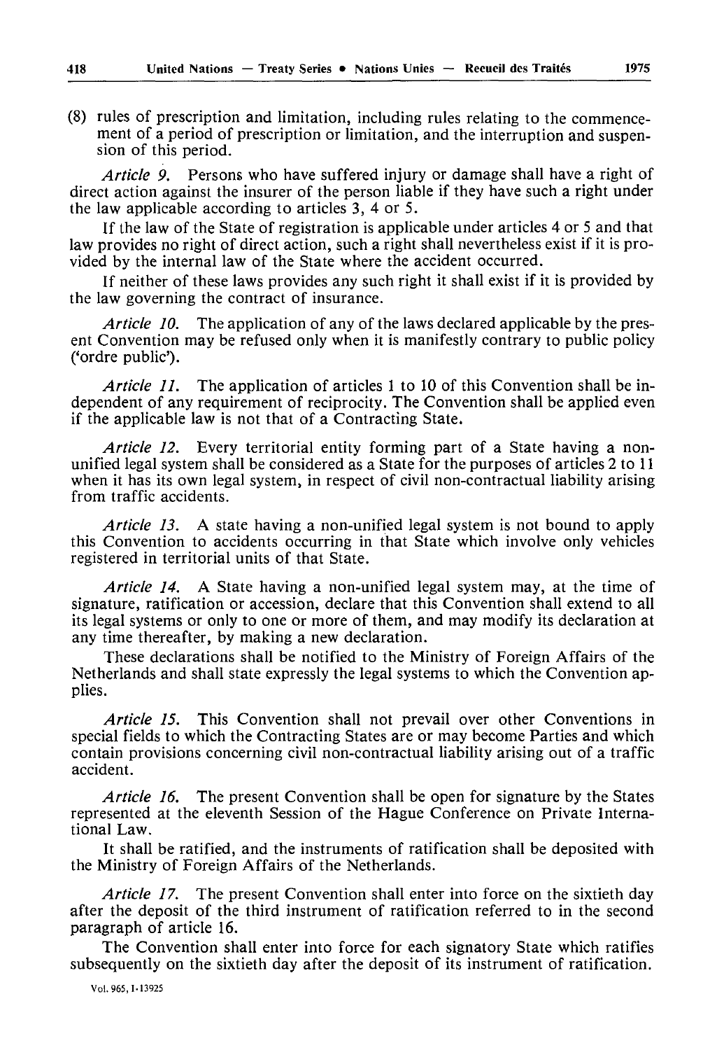(8) rules of prescription and limitation, including rules relating to the commencement of a period of prescription or limitation, and the interruption and suspension of this period.

*Article 9.* Persons who have suffered injury or damage shall have a right of direct action against the insurer of the person liable if they have such a right under the law applicable according to articles 3, 4 or 5.

If the law of the State of registration is applicable under articles 4 or 5 and that law provides no right of direct action, such a right shall nevertheless exist if it is provided by the internal law of the State where the accident occurred.

If neither of these laws provides any such right it shall exist if it is provided by the law governing the contract of insurance.

*Article 10.* The application of any of the laws declared applicable by the present Convention may be refused only when it is manifestly contrary to public policy ('ordre public').

*Article 11.* The application of articles 1 to 10 of this Convention shall be independent of any requirement of reciprocity. The Convention shall be applied even if the applicable law is not that of a Contracting State.

*Article 12.* Every territorial entity forming part of a State having a non-unified legal system shall be considered as a State for the purposes of articles 2 to 11 when it has its own legal system, in respect of civil non-contractual liability arising from traffic accidents.

*Article 13.* A state having a non-unified legal system is not bound to apply this Convention to accidents occurring in that State which involve only vehicles registered in territorial units of that State.

*Article 14.* A State having a non-unified legal system may, at the time of signature, ratification or accession, declare that this Convention shall extend to all its legal systems or only to one or more of them, and may modify its declaration at any time thereafter, by making a new declaration.

These declarations shall be notified to the Ministry of Foreign Affairs of the Netherlands and shall state expressly the legal systems to which the Convention applies.

*Article 15.* This Convention shall not prevail over other Conventions in special fields to which the Contracting States are or may become Parties and which contain provisions concerning civil non-contractual liability arising out of a traffic accident.

*Article 16.* The present Convention shall be open for signature by the States represented at the eleventh Session of the Hague Conference on Private International Law.

It shall be ratified, and the instruments of ratification shall be deposited with the Ministry of Foreign Affairs of the Netherlands.

*Article 17.* The present Convention shall enter into force on the sixtieth day after the deposit of the third instrument of ratification referred to in the second paragraph of article 16.

The Convention shall enter into force for each signatory State which ratifies subsequently on the sixtieth day after the deposit of its instrument of ratification.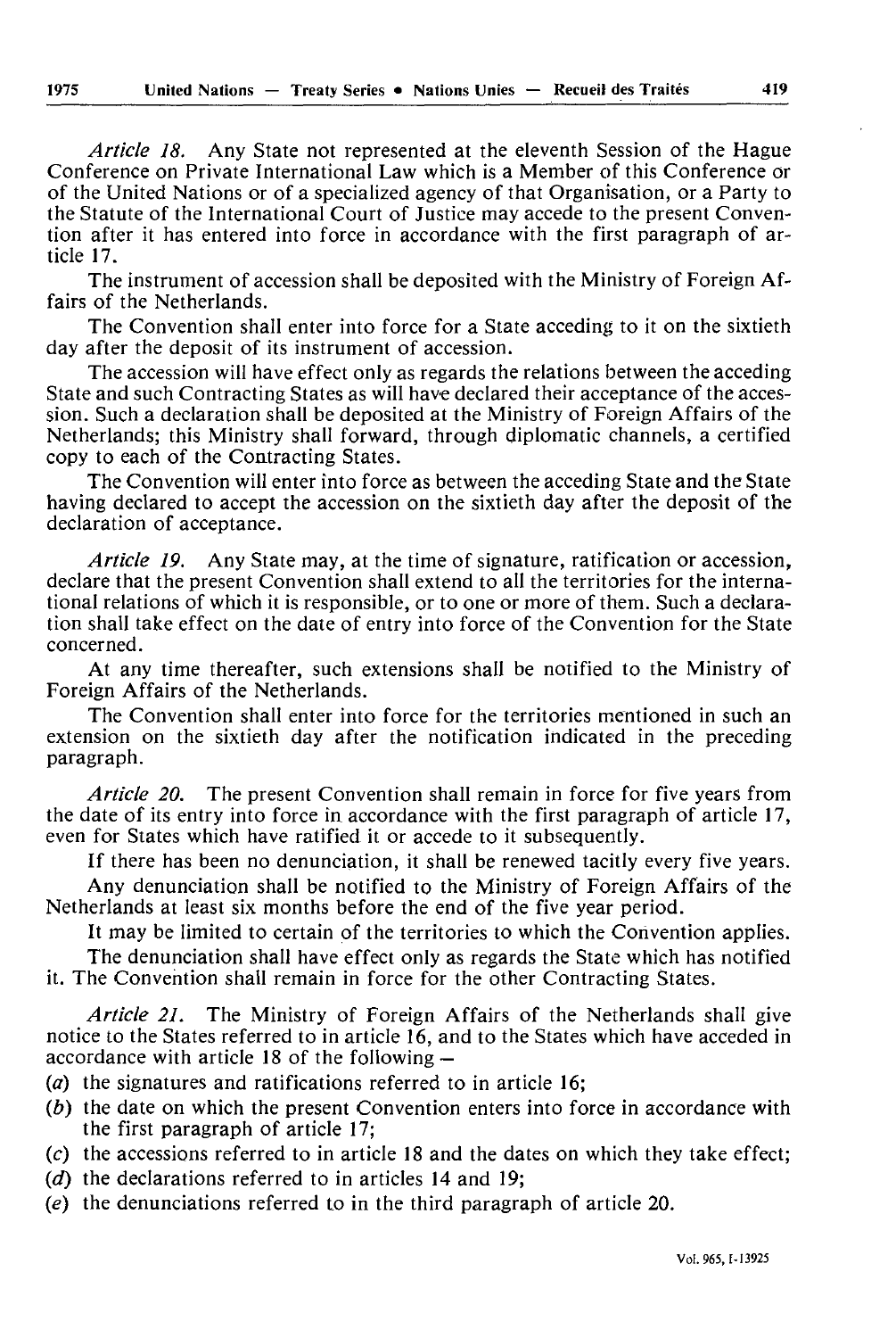*Article 18.* Any State not represented at the eleventh Session of the Hague Conference on Private International Law which is a Member of this Conference or of the United Nations or of a specialized agency of that Organisation, or a Party to the Statute of the International Court of Justice may accede to the present Convention after it has entered into force in accordance with the first paragraph of article 17.

The instrument of accession shall be deposited with the Ministry of Foreign Affairs of the Netherlands.

The Convention shall enter into force for a State acceding to it on the sixtieth day after the deposit of its instrument of accession.

The accession will have effect only as regards the relations between the acceding State and such Contracting States as will have declared their acceptance of the accession. Such a declaration shall be deposited at the Ministry of Foreign Affairs of the Netherlands; this Ministry shall forward, through diplomatic channels, a certified copy to each of the Contracting States.

The Convention will enter into force as between the acceding State and the State having declared to accept the accession on the sixtieth day after the deposit of the declaration of acceptance.

*Article 19.* Any State may, at the time of signature, ratification or accession, declare that the present Convention shall extend to all the territories for the international relations of which it is responsible, or to one or more of them. Such a declaration shall take effect on the date of entry into force of the Convention for the State concerned.

At any time thereafter, such extensions shall be notified to the Ministry of Foreign Affairs of the Netherlands.

The Convention shall enter into force for the territories mentioned in such an extension on the sixtieth day after the notification indicated in the preceding paragraph.

*Article 20.* The present Convention shall remain in force for five years from the date of its entry into force in accordance with the first paragraph of article 17, even for States which have ratified it or accede to it subsequently.

If there has been no denunciation, it shall be renewed tacitly every five years.

Any denunciation shall be notified to the Ministry of Foreign Affairs of the Netherlands at least six months before the end of the five year period.

It may be limited to certain of the territories to which the Convention applies.

The denunciation shall have effect only as regards the State which has notified it. The Convention shall remain in force for the other Contracting States.

*Article 21.* The Ministry of Foreign Affairs of the Netherlands shall give notice to the States referred to in article 16, and to the States which have acceded in accordance with article 18 of the following –

(*a*) the signatures and ratifications referred to in article 16;
(*b*) the date on which the present Convention enters into force in accordance with the first paragraph of article 17;
(*c*) the accessions referred to in article 18 and the dates on which they take effect;
(*d*) the declarations referred to in articles 14 and 19;
(*e*) the denunciations referred to in the third paragraph of article 20.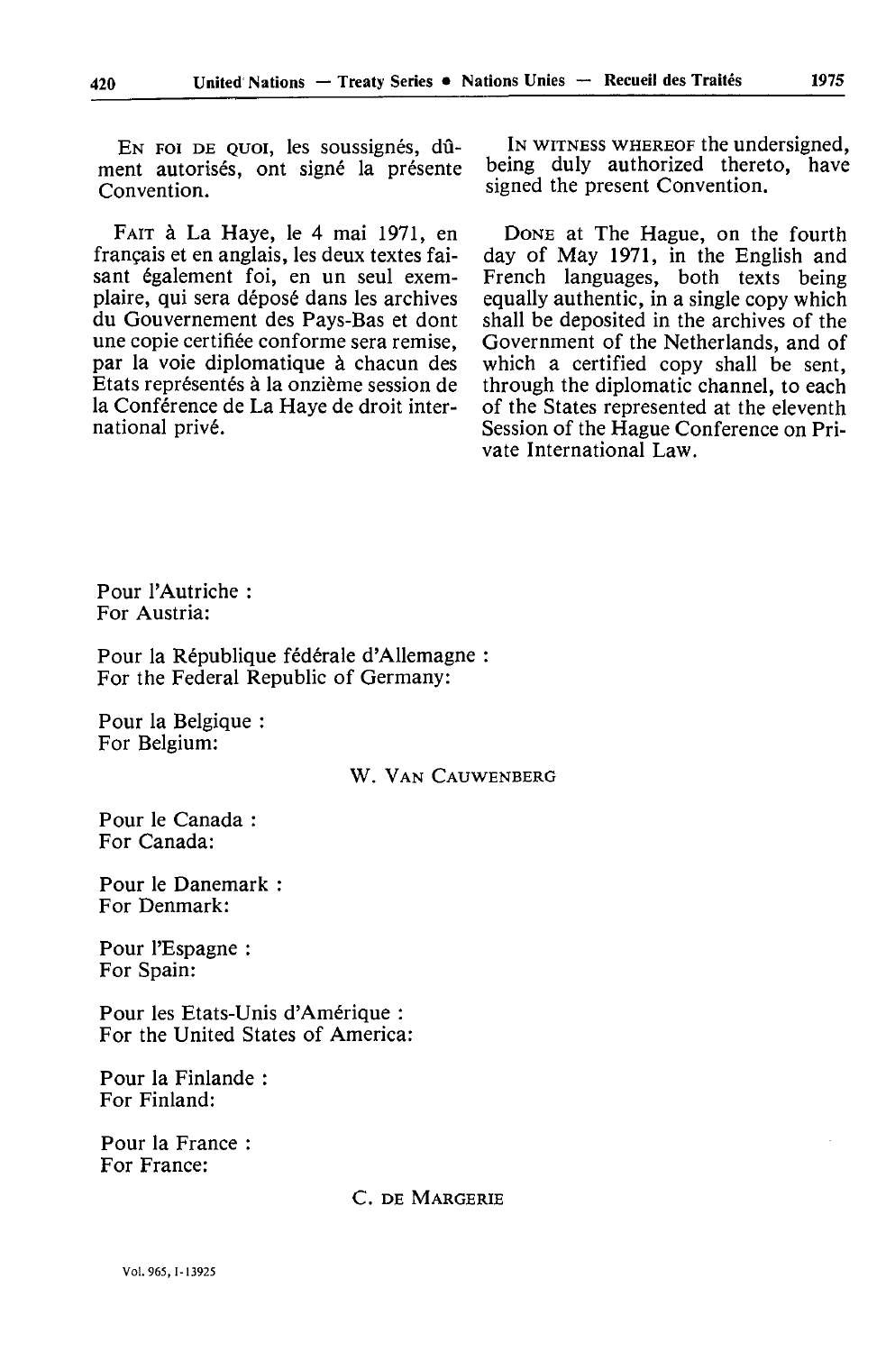En foi de quoi, les soussignés, dûment autorisés, ont signé la présente Convention.

Fait à La Haye, le 4 mai 1971, en français et en anglais, les deux textes faisant également foi, en un seul exemplaire, qui sera déposé dans les archives du Gouvernement des Pays-Bas et dont une copie certifiée conforme sera remise, par la voie diplomatique à chacun des Etats représentés à la onzième session de la Conférence de La Haye de droit international privé.

In witness whereof the undersigned, being duly authorized thereto, have signed the present Convention.

Done at The Hague, on the fourth day of May 1971, in the English and French languages, both texts being equally authentic, in a single copy which shall be deposited in the archives of the Government of the Netherlands, and of which a certified copy shall be sent, through the diplomatic channel, to each of the States represented at the eleventh Session of the Hague Conference on Private International Law.

Pour l'Autriche :
For Austria:

Pour la République fédérale d'Allemagne :
For the Federal Republic of Germany:

Pour la Belgique :
For Belgium:

W. Van Cauwenberg

Pour le Canada :
For Canada:

Pour le Danemark :
For Denmark:

Pour l'Espagne :
For Spain:

Pour les Etats-Unis d'Amérique :
For the United States of America:

Pour la Finlande :
For Finland:

Pour la France :
For France:

C. de Margerie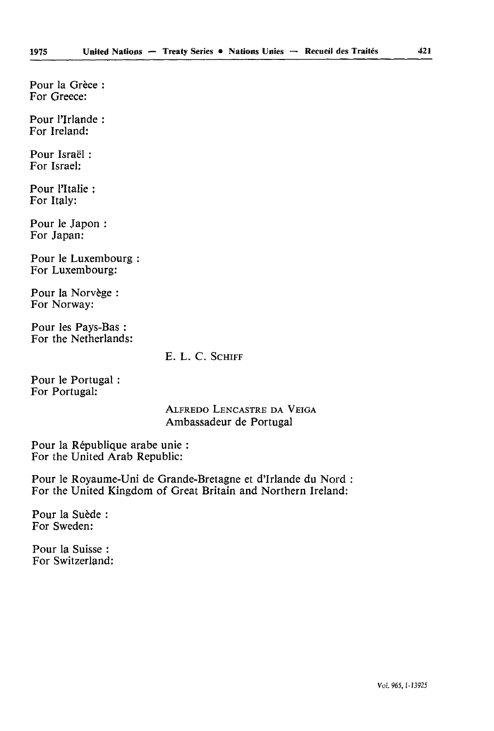Pour la Grèce :
For Greece:

Pour l'Irlande :
For Ireland:

Pour Israël :
For Israel:

Pour l'Italie :
For Italy:

Pour le Japon :
For Japan:

Pour le Luxembourg :
For Luxembourg:

Pour la Norvège :
For Norway:

Pour les Pays-Bas :
For the Netherlands:

E. L. C. SCHIFF

Pour le Portugal :
For Portugal:

ALFREDO LENCASTRE DA VEIGA
Ambassadeur de Portugal

Pour la République arabe unie :
For the United Arab Republic:

Pour le Royaume-Uni de Grande-Bretagne et d'Irlande du Nord :
For the United Kingdom of Great Britain and Northern Ireland:

Pour la Suède :
For Sweden:

Pour la Suisse :
For Switzerland: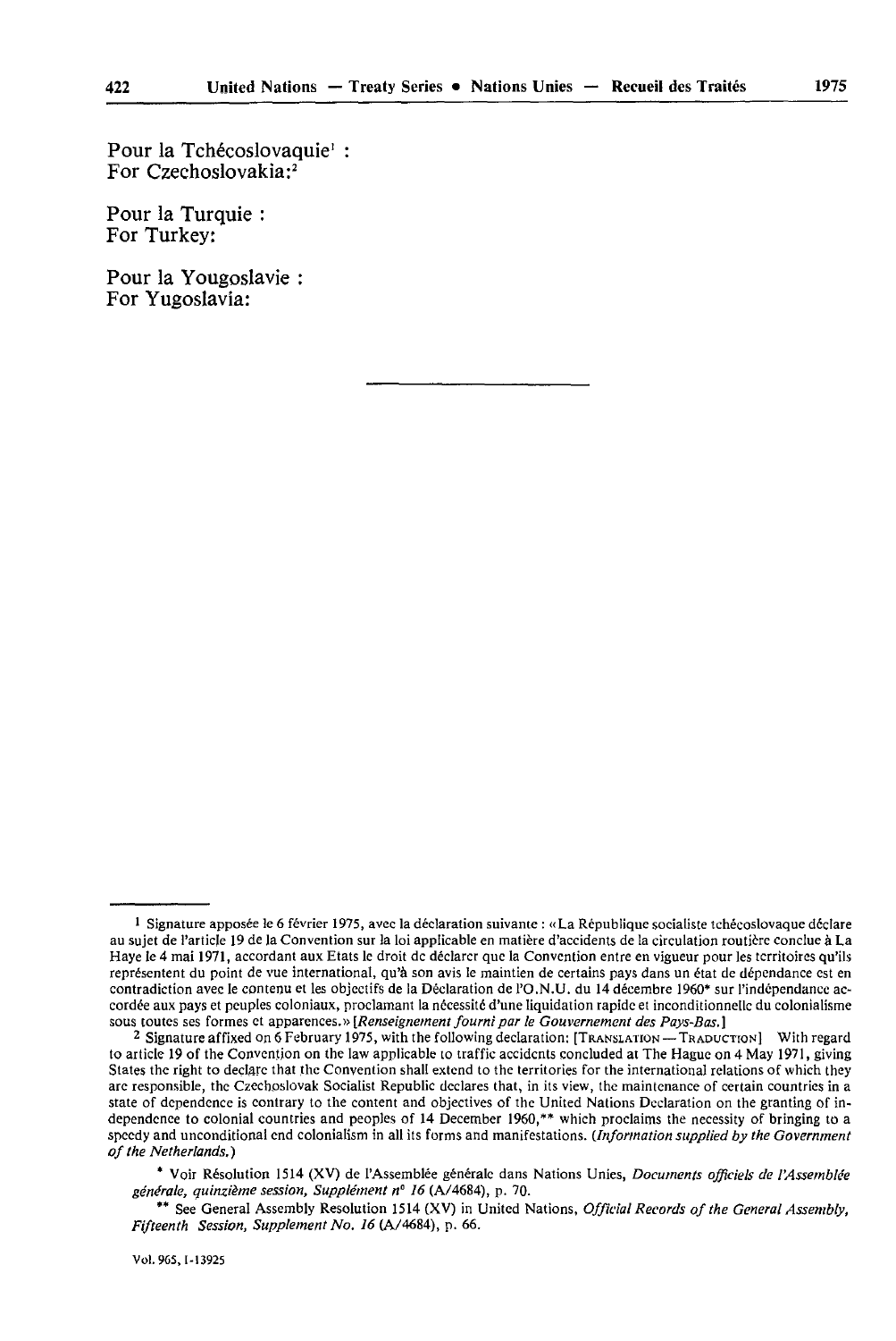Pour la Tchécoslovaquie[1] :
For Czechoslovakia:[2]

Pour la Turquie :
For Turkey:

Pour la Yougoslavie :
For Yugoslavia:

---

[1] Signature apposée le 6 février 1975, avec la déclaration suivante : « La République socialiste tchécoslovaque déclare au sujet de l'article 19 de la Convention sur la loi applicable en matière d'accidents de la circulation routière conclue à La Haye le 4 mai 1971, accordant aux Etats le droit de déclarer que la Convention entre en vigueur pour les territoires qu'ils représentent du point de vue international, qu'à son avis le maintien de certains pays dans un état de dépendance est en contradiction avec le contenu et les objectifs de la Déclaration de l'O.N.U. du 14 décembre 1960* sur l'indépendance accordée aux pays et peuples coloniaux, proclamant la nécessité d'une liquidation rapide et inconditionnelle du colonialisme sous toutes ses formes et apparences. » [*Renseignement fourni par le Gouvernement des Pays-Bas.*]

[2] Signature affixed on 6 February 1975, with the following declaration: [TRANSLATION — TRADUCTION] With regard to article 19 of the Convention on the law applicable to traffic accidents concluded at The Hague on 4 May 1971, giving States the right to declare that the Convention shall extend to the territories for the international relations of which they are responsible, the Czechoslovak Socialist Republic declares that, in its view, the maintenance of certain countries in a state of dependence is contrary to the content and objectives of the United Nations Declaration on the granting of independence to colonial countries and peoples of 14 December 1960,** which proclaims the necessity of bringing to a speedy and unconditional end colonialism in all its forms and manifestations. (*Information supplied by the Government of the Netherlands.*)

\* Voir Résolution 1514 (XV) de l'Assemblée générale dans Nations Unies, *Documents officiels de l'Assemblée générale, quinzième session, Supplément n° 16* (A/4684), p. 70.

\*\* See General Assembly Resolution 1514 (XV) in United Nations, *Official Records of the General Assembly, Fifteenth Session, Supplement No. 16* (A/4684), p. 66.

Vol. 965, I-13925